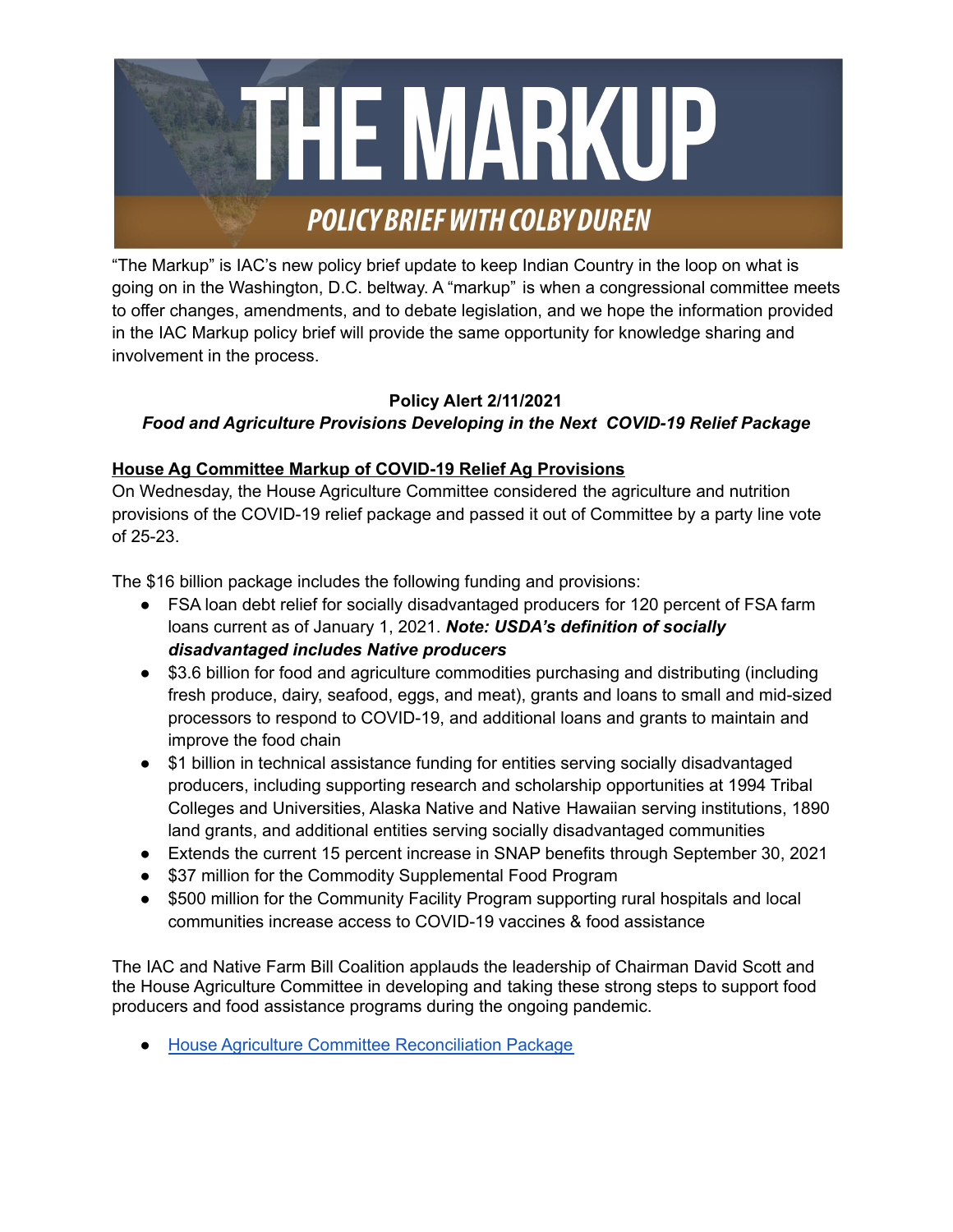# THE MARKUP

## POLICY BRIEF WITH COLBY DUREN

"The Markup" is IAC's new policy brief update to keep Indian Country in the loop on what is going on in the Washington, D.C. beltway. A "markup" is when a congressional committee meets to offer changes, amendments, and to debate legislation, and we hope the information provided in the IAC Markup policy brief will provide the same opportunity for knowledge sharing and involvement in the process.

**Policy Alert 2/11/2021**

***Food and Agriculture Provisions Developing in the Next COVID-19 Relief Package***

**House Ag Committee Markup of COVID-19 Relief Ag Provisions**

On Wednesday, the House Agriculture Committee considered the agriculture and nutrition provisions of the COVID-19 relief package and passed it out of Committee by a party line vote of 25-23.

The $16 billion package includes the following funding and provisions:

- FSA loan debt relief for socially disadvantaged producers for 120 percent of FSA farm loans current as of January 1, 2021. ***Note: USDA's definition of socially disadvantaged includes Native producers***
- $3.6 billion for food and agriculture commodities purchasing and distributing (including fresh produce, dairy, seafood, eggs, and meat), grants and loans to small and mid-sized processors to respond to COVID-19, and additional loans and grants to maintain and improve the food chain
- $1 billion in technical assistance funding for entities serving socially disadvantaged producers, including supporting research and scholarship opportunities at 1994 Tribal Colleges and Universities, Alaska Native and Native Hawaiian serving institutions, 1890 land grants, and additional entities serving socially disadvantaged communities
- Extends the current 15 percent increase in SNAP benefits through September 30, 2021
- $37 million for the Commodity Supplemental Food Program
- $500 million for the Community Facility Program supporting rural hospitals and local communities increase access to COVID-19 vaccines & food assistance

The IAC and Native Farm Bill Coalition applauds the leadership of Chairman David Scott and the House Agriculture Committee in developing and taking these strong steps to support food producers and food assistance programs during the ongoing pandemic.

- House Agriculture Committee Reconciliation Package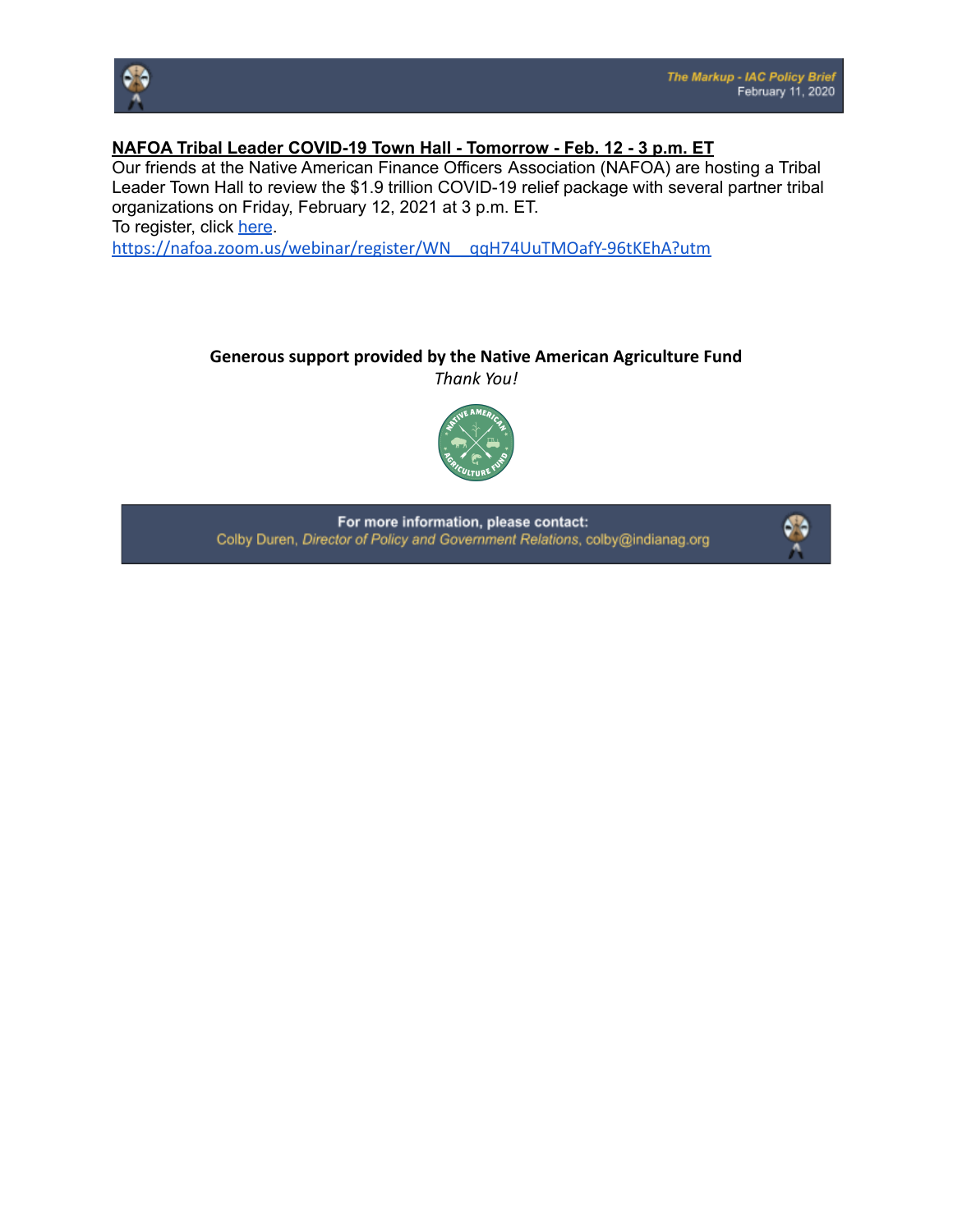**NAFOA Tribal Leader COVID-19 Town Hall - Tomorrow - Feb. 12 - 3 p.m. ET**

Our friends at the Native American Finance Officers Association (NAFOA) are hosting a Tribal Leader Town Hall to review the $1.9 trillion COVID-19 relief package with several partner tribal organizations on Friday, February 12, 2021 at 3 p.m. ET.
To register, click here.
https://nafoa.zoom.us/webinar/register/WN__qqH74UuTMOafY-96tKEhA?utm

**Generous support provided by the Native American Agriculture Fund**
*Thank You!*

**For more information, please contact:**
Colby Duren, *Director of Policy and Government Relations*, colby@indianag.org